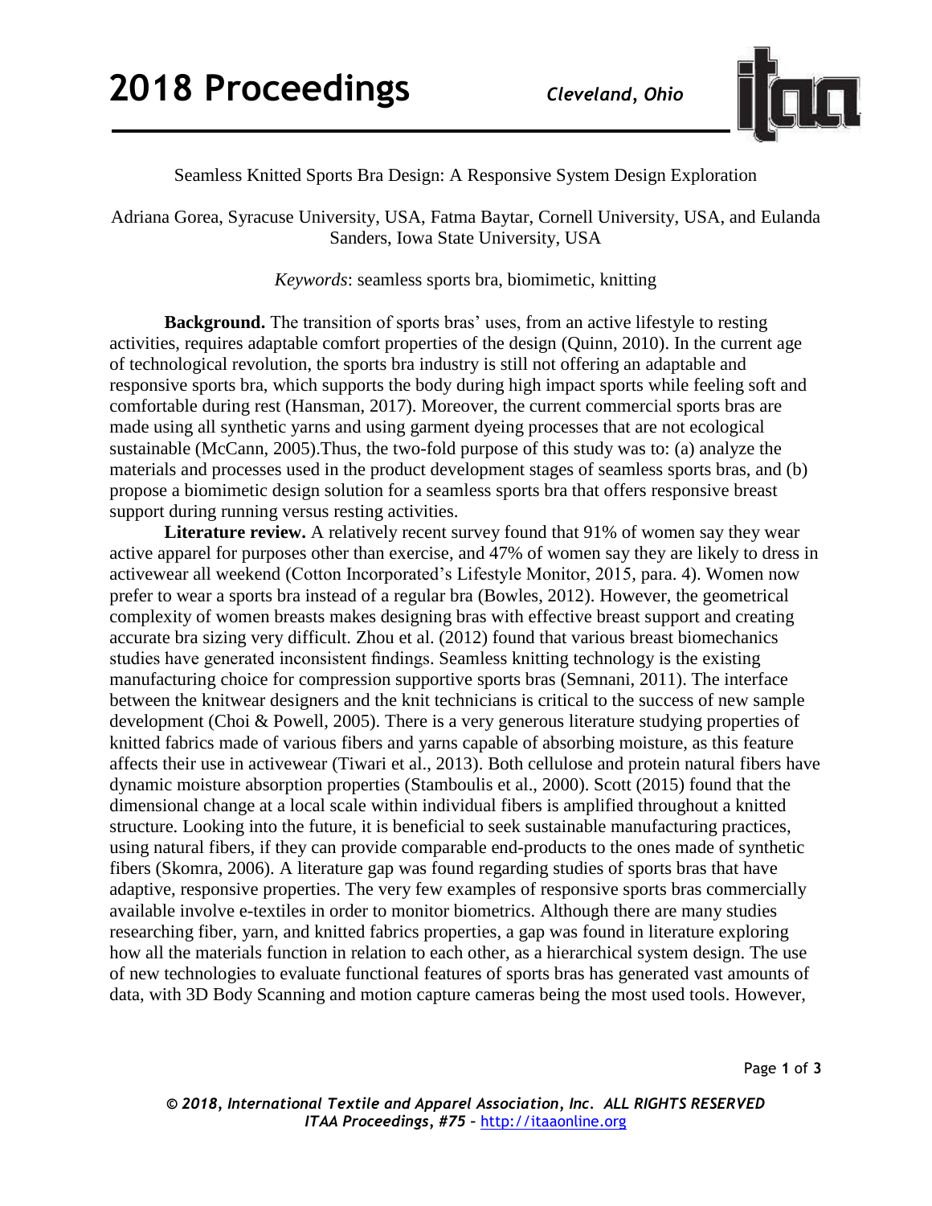# Seamless Knitted Sports Bra Design: A Responsive System Design Exploration

Adriana Gorea, Syracuse University, USA, Fatma Baytar, Cornell University, USA, and Eulanda Sanders, Iowa State University, USA

*Keywords*: seamless sports bra, biomimetic, knitting

**Background.** The transition of sports bras' uses, from an active lifestyle to resting activities, requires adaptable comfort properties of the design (Quinn, 2010). In the current age of technological revolution, the sports bra industry is still not offering an adaptable and responsive sports bra, which supports the body during high impact sports while feeling soft and comfortable during rest (Hansman, 2017). Moreover, the current commercial sports bras are made using all synthetic yarns and using garment dyeing processes that are not ecological sustainable (McCann, 2005).Thus, the two-fold purpose of this study was to: (a) analyze the materials and processes used in the product development stages of seamless sports bras, and (b) propose a biomimetic design solution for a seamless sports bra that offers responsive breast support during running versus resting activities.

**Literature review.** A relatively recent survey found that 91% of women say they wear active apparel for purposes other than exercise, and 47% of women say they are likely to dress in activewear all weekend (Cotton Incorporated's Lifestyle Monitor, 2015, para. 4). Women now prefer to wear a sports bra instead of a regular bra (Bowles, 2012). However, the geometrical complexity of women breasts makes designing bras with effective breast support and creating accurate bra sizing very difficult. Zhou et al. (2012) found that various breast biomechanics studies have generated inconsistent findings. Seamless knitting technology is the existing manufacturing choice for compression supportive sports bras (Semnani, 2011). The interface between the knitwear designers and the knit technicians is critical to the success of new sample development (Choi & Powell, 2005). There is a very generous literature studying properties of knitted fabrics made of various fibers and yarns capable of absorbing moisture, as this feature affects their use in activewear (Tiwari et al., 2013). Both cellulose and protein natural fibers have dynamic moisture absorption properties (Stamboulis et al., 2000). Scott (2015) found that the dimensional change at a local scale within individual fibers is amplified throughout a knitted structure. Looking into the future, it is beneficial to seek sustainable manufacturing practices, using natural fibers, if they can provide comparable end-products to the ones made of synthetic fibers (Skomra, 2006). A literature gap was found regarding studies of sports bras that have adaptive, responsive properties. The very few examples of responsive sports bras commercially available involve e-textiles in order to monitor biometrics. Although there are many studies researching fiber, yarn, and knitted fabrics properties, a gap was found in literature exploring how all the materials function in relation to each other, as a hierarchical system design. The use of new technologies to evaluate functional features of sports bras has generated vast amounts of data, with 3D Body Scanning and motion capture cameras being the most used tools. However,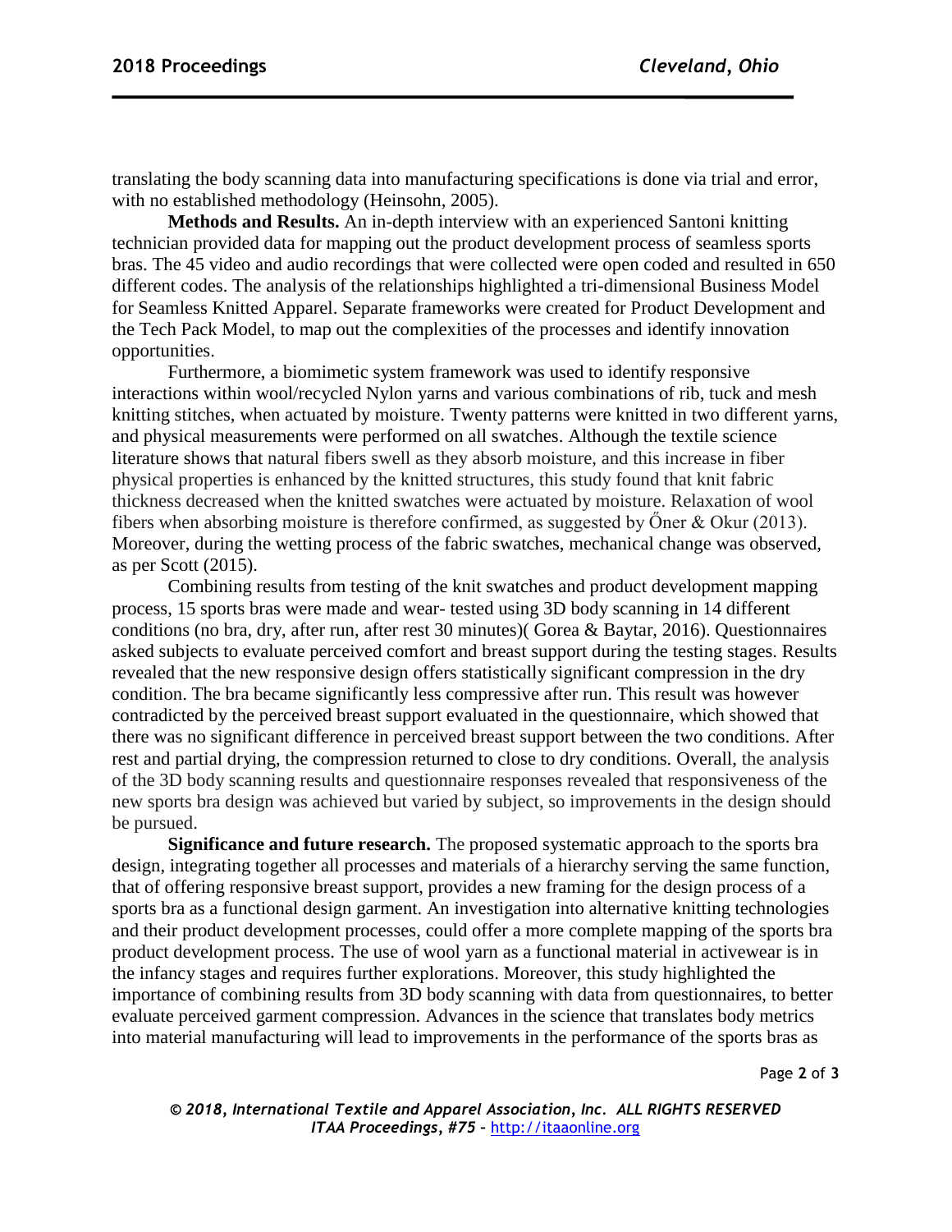translating the body scanning data into manufacturing specifications is done via trial and error, with no established methodology (Heinsohn, 2005).

**Methods and Results.** An in-depth interview with an experienced Santoni knitting technician provided data for mapping out the product development process of seamless sports bras. The 45 video and audio recordings that were collected were open coded and resulted in 650 different codes. The analysis of the relationships highlighted a tri-dimensional Business Model for Seamless Knitted Apparel. Separate frameworks were created for Product Development and the Tech Pack Model, to map out the complexities of the processes and identify innovation opportunities.

Furthermore, a biomimetic system framework was used to identify responsive interactions within wool/recycled Nylon yarns and various combinations of rib, tuck and mesh knitting stitches, when actuated by moisture. Twenty patterns were knitted in two different yarns, and physical measurements were performed on all swatches. Although the textile science literature shows that natural fibers swell as they absorb moisture, and this increase in fiber physical properties is enhanced by the knitted structures, this study found that knit fabric thickness decreased when the knitted swatches were actuated by moisture. Relaxation of wool fibers when absorbing moisture is therefore confirmed, as suggested by Őner & Okur (2013). Moreover, during the wetting process of the fabric swatches, mechanical change was observed, as per Scott (2015).

Combining results from testing of the knit swatches and product development mapping process, 15 sports bras were made and wear- tested using 3D body scanning in 14 different conditions (no bra, dry, after run, after rest 30 minutes)( Gorea & Baytar, 2016). Questionnaires asked subjects to evaluate perceived comfort and breast support during the testing stages. Results revealed that the new responsive design offers statistically significant compression in the dry condition. The bra became significantly less compressive after run. This result was however contradicted by the perceived breast support evaluated in the questionnaire, which showed that there was no significant difference in perceived breast support between the two conditions. After rest and partial drying, the compression returned to close to dry conditions. Overall, the analysis of the 3D body scanning results and questionnaire responses revealed that responsiveness of the new sports bra design was achieved but varied by subject, so improvements in the design should be pursued.

**Significance and future research.** The proposed systematic approach to the sports bra design, integrating together all processes and materials of a hierarchy serving the same function, that of offering responsive breast support, provides a new framing for the design process of a sports bra as a functional design garment. An investigation into alternative knitting technologies and their product development processes, could offer a more complete mapping of the sports bra product development process. The use of wool yarn as a functional material in activewear is in the infancy stages and requires further explorations. Moreover, this study highlighted the importance of combining results from 3D body scanning with data from questionnaires, to better evaluate perceived garment compression. Advances in the science that translates body metrics into material manufacturing will lead to improvements in the performance of the sports bras as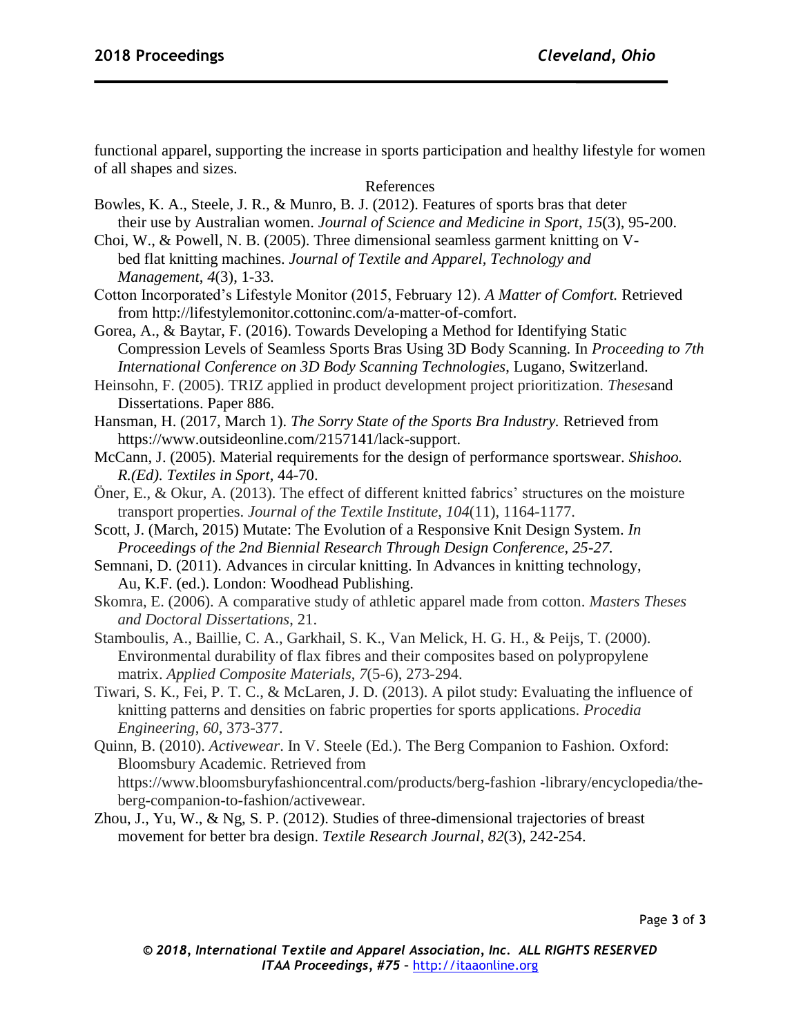functional apparel, supporting the increase in sports participation and healthy lifestyle for women of all shapes and sizes.

References

Bowles, K. A., Steele, J. R., & Munro, B. J. (2012). Features of sports bras that deter their use by Australian women. *Journal of Science and Medicine in Sport*, *15*(3), 95-200.

Choi, W., & Powell, N. B. (2005). Three dimensional seamless garment knitting on V-bed flat knitting machines. *Journal of Textile and Apparel, Technology and Management*, *4*(3), 1-33.

Cotton Incorporated's Lifestyle Monitor (2015, February 12). *A Matter of Comfort.* Retrieved from http://lifestylemonitor.cottoninc.com/a-matter-of-comfort.

Gorea, A., & Baytar, F. (2016). Towards Developing a Method for Identifying Static Compression Levels of Seamless Sports Bras Using 3D Body Scanning. In *Proceeding to 7th International Conference on 3D Body Scanning Technologies*, Lugano, Switzerland.

Heinsohn, F. (2005). TRIZ applied in product development project prioritization. *Theses*and Dissertations. Paper 886.

Hansman, H. (2017, March 1). *The Sorry State of the Sports Bra Industry.* Retrieved from https://www.outsideonline.com/2157141/lack-support.

McCann, J. (2005). Material requirements for the design of performance sportswear. *Shishoo. R.(Ed). Textiles in Sport*, 44-70.

Öner, E., & Okur, A. (2013). The effect of different knitted fabrics' structures on the moisture transport properties. *Journal of the Textile Institute*, *104*(11), 1164-1177.

Scott, J. (March, 2015) Mutate: The Evolution of a Responsive Knit Design System. *In Proceedings of the 2nd Biennial Research Through Design Conference, 25-27.*

Semnani, D. (2011). Advances in circular knitting. In Advances in knitting technology, Au, K.F. (ed.). London: Woodhead Publishing.

Skomra, E. (2006). A comparative study of athletic apparel made from cotton. *Masters Theses and Doctoral Dissertations*, 21.

Stamboulis, A., Baillie, C. A., Garkhail, S. K., Van Melick, H. G. H., & Peijs, T. (2000). Environmental durability of flax fibres and their composites based on polypropylene matrix. *Applied Composite Materials*, *7*(5-6), 273-294.

Tiwari, S. K., Fei, P. T. C., & McLaren, J. D. (2013). A pilot study: Evaluating the influence of knitting patterns and densities on fabric properties for sports applications. *Procedia Engineering*, *60*, 373-377.

Quinn, B. (2010). *Activewear*. In V. Steele (Ed.). The Berg Companion to Fashion. Oxford: Bloomsbury Academic. Retrieved from https://www.bloomsburyfashioncentral.com/products/berg-fashion -library/encyclopedia/the-berg-companion-to-fashion/activewear.

Zhou, J., Yu, W., & Ng, S. P. (2012). Studies of three-dimensional trajectories of breast movement for better bra design. *Textile Research Journal*, *82*(3), 242-254.